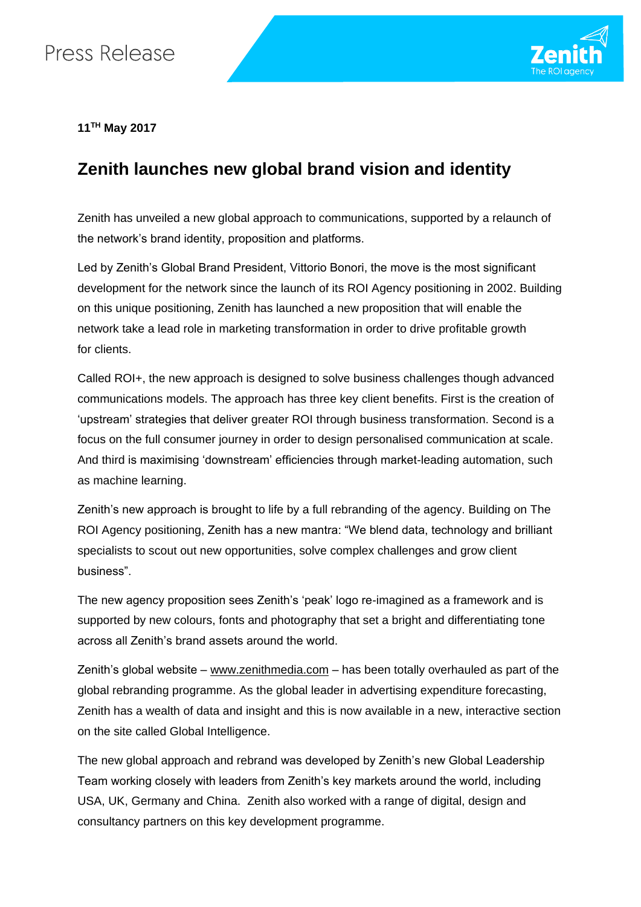Press Release

**11TH May 2017**

# Zenith launches new global brand vision and identity

Zenith has unveiled a new global approach to communications, supported by a relaunch of the network's brand identity, proposition and platforms.

Led by Zenith's Global Brand President, Vittorio Bonori, the move is the most significant development for the network since the launch of its ROI Agency positioning in 2002. Building on this unique positioning, Zenith has launched a new proposition that will enable the network take a lead role in marketing transformation in order to drive profitable growth for clients.

Called ROI+, the new approach is designed to solve business challenges though advanced communications models. The approach has three key client benefits. First is the creation of 'upstream' strategies that deliver greater ROI through business transformation. Second is a focus on the full consumer journey in order to design personalised communication at scale. And third is maximising 'downstream' efficiencies through market-leading automation, such as machine learning.

Zenith's new approach is brought to life by a full rebranding of the agency. Building on The ROI Agency positioning, Zenith has a new mantra: "We blend data, technology and brilliant specialists to scout out new opportunities, solve complex challenges and grow client business".

The new agency proposition sees Zenith's 'peak' logo re-imagined as a framework and is supported by new colours, fonts and photography that set a bright and differentiating tone across all Zenith's brand assets around the world.

Zenith's global website – www.zenithmedia.com – has been totally overhauled as part of the global rebranding programme. As the global leader in advertising expenditure forecasting, Zenith has a wealth of data and insight and this is now available in a new, interactive section on the site called Global Intelligence.

The new global approach and rebrand was developed by Zenith's new Global Leadership Team working closely with leaders from Zenith's key markets around the world, including USA, UK, Germany and China. Zenith also worked with a range of digital, design and consultancy partners on this key development programme.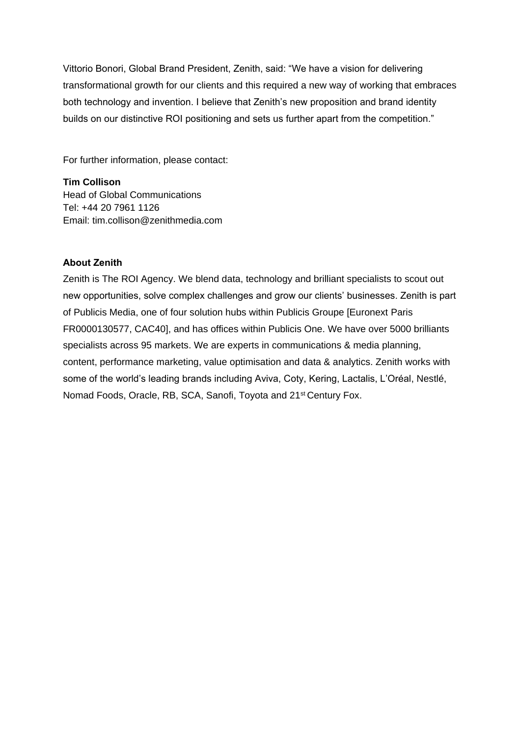Vittorio Bonori, Global Brand President, Zenith, said: "We have a vision for delivering transformational growth for our clients and this required a new way of working that embraces both technology and invention. I believe that Zenith's new proposition and brand identity builds on our distinctive ROI positioning and sets us further apart from the competition."

For further information, please contact:

**Tim Collison**
Head of Global Communications
Tel: +44 20 7961 1126
Email: tim.collison@zenithmedia.com

**About Zenith**

Zenith is The ROI Agency. We blend data, technology and brilliant specialists to scout out new opportunities, solve complex challenges and grow our clients' businesses. Zenith is part of Publicis Media, one of four solution hubs within Publicis Groupe [Euronext Paris FR0000130577, CAC40], and has offices within Publicis One. We have over 5000 brilliants specialists across 95 markets. We are experts in communications & media planning, content, performance marketing, value optimisation and data & analytics. Zenith works with some of the world's leading brands including Aviva, Coty, Kering, Lactalis, L'Oréal, Nestlé, Nomad Foods, Oracle, RB, SCA, Sanofi, Toyota and 21st Century Fox.